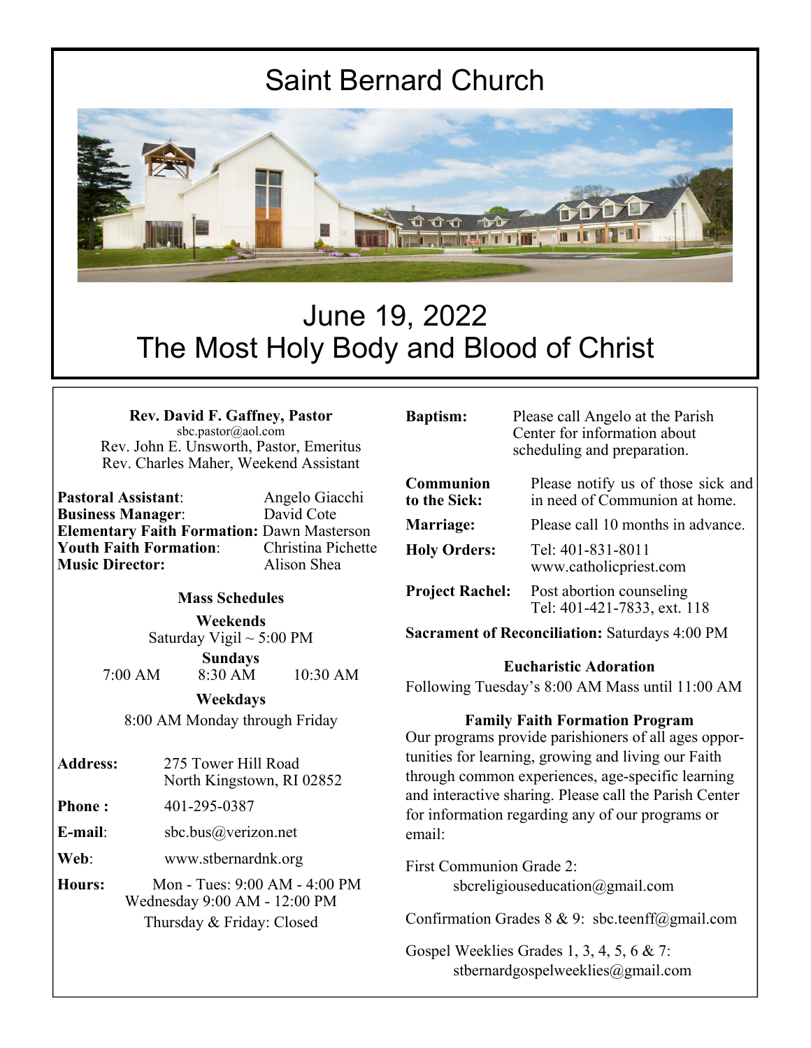# Saint Bernard Church

## June 19, 2022
## The Most Holy Body and Blood of Christ

**Rev. David F. Gaffney, Pastor**
sbc.pastor@aol.com
Rev. John E. Unsworth, Pastor, Emeritus
Rev. Charles Maher, Weekend Assistant

**Pastoral Assistant**: Angelo Giacchi
**Business Manager**: David Cote
**Elementary Faith Formation:** Dawn Masterson
**Youth Faith Formation**: Christina Pichette
**Music Director:** Alison Shea

### Mass Schedules

**Weekends**
Saturday Vigil ~ 5:00 PM

**Sundays**
7:00 AM 8:30 AM 10:30 AM

**Weekdays**
8:00 AM Monday through Friday

**Address:** 275 Tower Hill Road
North Kingstown, RI 02852

**Phone :** 401-295-0387

**E-mail**: sbc.bus@verizon.net

**Web**: www.stbernardnk.org

**Hours:** Mon - Tues: 9:00 AM - 4:00 PM
Wednesday 9:00 AM - 12:00 PM
Thursday & Friday: Closed

**Baptism:** Please call Angelo at the Parish Center for information about scheduling and preparation.

**Communion to the Sick:** Please notify us of those sick and in need of Communion at home.

**Marriage:** Please call 10 months in advance.

**Holy Orders:** Tel: 401-831-8011
www.catholicpriest.com

**Project Rachel:** Post abortion counseling
Tel: 401-421-7833, ext. 118

**Sacrament of Reconciliation:** Saturdays 4:00 PM

### Eucharistic Adoration

Following Tuesday's 8:00 AM Mass until 11:00 AM

### Family Faith Formation Program

Our programs provide parishioners of all ages opportunities for learning, growing and living our Faith through common experiences, age-specific learning and interactive sharing. Please call the Parish Center for information regarding any of our programs or email:

First Communion Grade 2:
sbcreligiouseducation@gmail.com

Confirmation Grades 8 & 9: sbc.teenff@gmail.com

Gospel Weeklies Grades 1, 3, 4, 5, 6 & 7:
stbernardgospelweeklies@gmail.com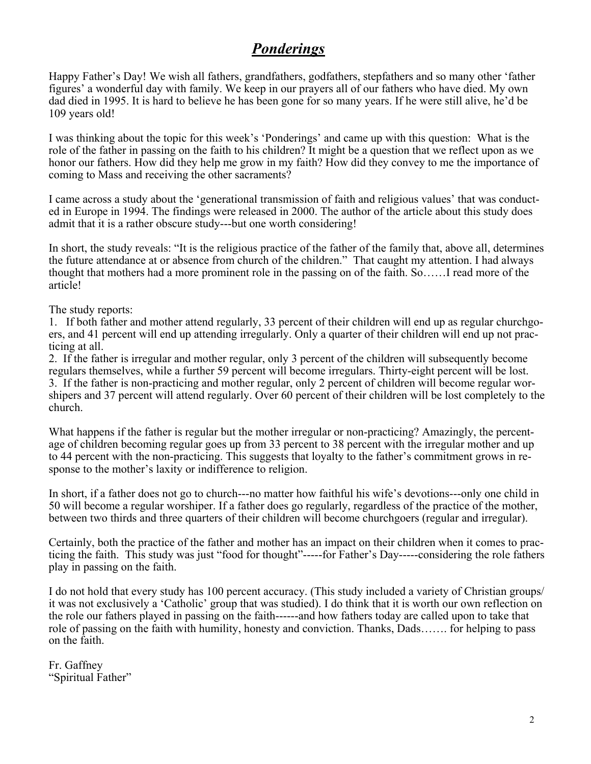# ***Ponderings***

Happy Father's Day! We wish all fathers, grandfathers, godfathers, stepfathers and so many other 'father figures' a wonderful day with family. We keep in our prayers all of our fathers who have died. My own dad died in 1995. It is hard to believe he has been gone for so many years. If he were still alive, he'd be 109 years old!

I was thinking about the topic for this week's 'Ponderings' and came up with this question: What is the role of the father in passing on the faith to his children? It might be a question that we reflect upon as we honor our fathers. How did they help me grow in my faith? How did they convey to me the importance of coming to Mass and receiving the other sacraments?

I came across a study about the 'generational transmission of faith and religious values' that was conducted in Europe in 1994. The findings were released in 2000. The author of the article about this study does admit that it is a rather obscure study---but one worth considering!

In short, the study reveals: "It is the religious practice of the father of the family that, above all, determines the future attendance at or absence from church of the children." That caught my attention. I had always thought that mothers had a more prominent role in the passing on of the faith. So……I read more of the article!

The study reports:

1. If both father and mother attend regularly, 33 percent of their children will end up as regular churchgoers, and 41 percent will end up attending irregularly. Only a quarter of their children will end up not practicing at all.
2. If the father is irregular and mother regular, only 3 percent of the children will subsequently become regulars themselves, while a further 59 percent will become irregulars. Thirty-eight percent will be lost.
3. If the father is non-practicing and mother regular, only 2 percent of children will become regular worshipers and 37 percent will attend regularly. Over 60 percent of their children will be lost completely to the church.

What happens if the father is regular but the mother irregular or non-practicing? Amazingly, the percentage of children becoming regular goes up from 33 percent to 38 percent with the irregular mother and up to 44 percent with the non-practicing. This suggests that loyalty to the father's commitment grows in response to the mother's laxity or indifference to religion.

In short, if a father does not go to church---no matter how faithful his wife's devotions---only one child in 50 will become a regular worshiper. If a father does go regularly, regardless of the practice of the mother, between two thirds and three quarters of their children will become churchgoers (regular and irregular).

Certainly, both the practice of the father and mother has an impact on their children when it comes to practicing the faith. This study was just "food for thought"-----for Father's Day-----considering the role fathers play in passing on the faith.

I do not hold that every study has 100 percent accuracy. (This study included a variety of Christian groups/ it was not exclusively a 'Catholic' group that was studied). I do think that it is worth our own reflection on the role our fathers played in passing on the faith------and how fathers today are called upon to take that role of passing on the faith with humility, honesty and conviction. Thanks, Dads……. for helping to pass on the faith.

Fr. Gaffney
"Spiritual Father"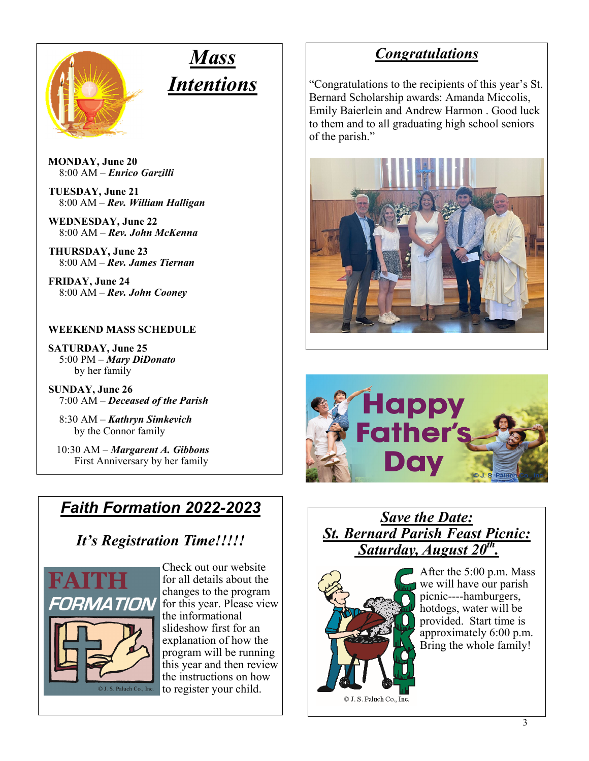# *Mass Intentions*

**MONDAY, June 20**
8:00 AM – ***Enrico Garzilli***

**TUESDAY, June 21**
8:00 AM – ***Rev. William Halligan***

**WEDNESDAY, June 22**
8:00 AM – ***Rev. John McKenna***

**THURSDAY, June 23**
8:00 AM – ***Rev. James Tiernan***

**FRIDAY, June 24**
8:00 AM – ***Rev. John Cooney***

**WEEKEND MASS SCHEDULE**

**SATURDAY, June 25**
5:00 PM – ***Mary DiDonato***
by her family

**SUNDAY, June 26**
7:00 AM – ***Deceased of the Parish***

8:30 AM – ***Kathryn Simkevich***
by the Connor family

10:30 AM – ***Margarent A. Gibbons***
First Anniversary by her family

## *Congratulations*

"Congratulations to the recipients of this year's St. Bernard Scholarship awards: Amanda Miccolis, Emily Baierlein and Andrew Harmon . Good luck to them and to all graduating high school seniors of the parish."

Happy Father's Day

© J. S. Paluch Co., Inc.

## *Faith Formation 2022-2023*

### *It's Registration Time!!!!!*

FAITH FORMATION

© J. S. Paluch Co., Inc.

Check out our website for all details about the changes to the program for this year. Please view the informational slideshow first for an explanation of how the program will be running this year and then review the instructions on how to register your child.

## *Save the Date: St. Bernard Parish Feast Picnic: Saturday, August 20th.*

COOKOUT

© J. S. Paluch Co., Inc.

After the 5:00 p.m. Mass we will have our parish picnic----hamburgers, hotdogs, water will be provided. Start time is approximately 6:00 p.m. Bring the whole family!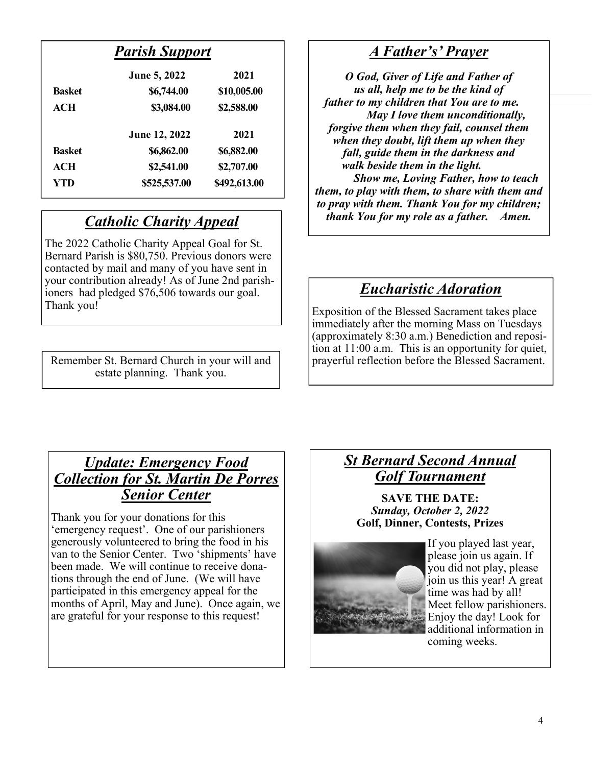## *Parish Support*

| | June 5, 2022 | 2021 |
|---|---|---|
| **Basket** | **$6,744.00** | **$10,005.00** |
| **ACH** | **$3,084.00** | **$2,588.00** |
| | **June 12, 2022** | **2021** |
| **Basket** | **$6,862.00** | **$6,882.00** |
| **ACH** | **$2,541.00** | **$2,707.00** |
| **YTD** | **$525,537.00** | **$492,613.00** |

## *Catholic Charity Appeal*

The 2022 Catholic Charity Appeal Goal for St. Bernard Parish is $80,750. Previous donors were contacted by mail and many of you have sent in your contribution already! As of June 2nd parishioners had pledged $76,506 towards our goal. Thank you!

Remember St. Bernard Church in your will and estate planning. Thank you.

## *A Father's' Prayer*

***O God, Giver of Life and Father of us all, help me to be the kind of father to my children that You are to me. May I love them unconditionally, forgive them when they fail, counsel them when they doubt, lift them up when they fall, guide them in the darkness and walk beside them in the light. Show me, Loving Father, how to teach them, to play with them, to share with them and to pray with them. Thank You for my children; thank You for my role as a father. Amen.***

## *Eucharistic Adoration*

Exposition of the Blessed Sacrament takes place immediately after the morning Mass on Tuesdays (approximately 8:30 a.m.) Benediction and reposition at 11:00 a.m. This is an opportunity for quiet, prayerful reflection before the Blessed Sacrament.

## *Update: Emergency Food Collection for St. Martin De Porres Senior Center*

Thank you for your donations for this 'emergency request'. One of our parishioners generously volunteered to bring the food in his van to the Senior Center. Two 'shipments' have been made. We will continue to receive donations through the end of June. (We will have participated in this emergency appeal for the months of April, May and June). Once again, we are grateful for your response to this request!

## *St Bernard Second Annual Golf Tournament*

**SAVE THE DATE:**
***Sunday, October 2, 2022***
**Golf, Dinner, Contests, Prizes**

If you played last year, please join us again. If you did not play, please join us this year! A great time was had by all! Meet fellow parishioners. Enjoy the day! Look for additional information in coming weeks.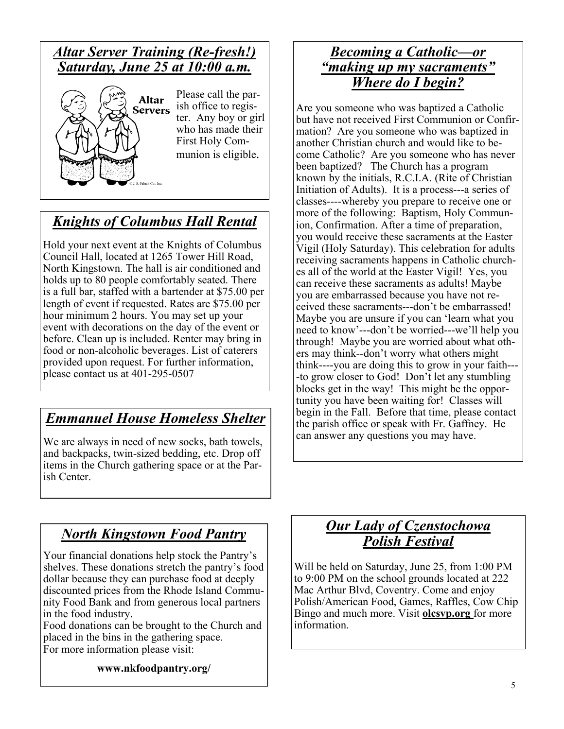## *Altar Server Training (Re-fresh!) Saturday, June 25 at 10:00 a.m.*

Please call the parish office to register. Any boy or girl who has made their First Holy Communion is eligible.

## *Knights of Columbus Hall Rental*

Hold your next event at the Knights of Columbus Council Hall, located at 1265 Tower Hill Road, North Kingstown. The hall is air conditioned and holds up to 80 people comfortably seated. There is a full bar, staffed with a bartender at $75.00 per length of event if requested. Rates are $75.00 per hour minimum 2 hours. You may set up your event with decorations on the day of the event or before. Clean up is included. Renter may bring in food or non-alcoholic beverages. List of caterers provided upon request. For further information, please contact us at 401-295-0507

## *Emmanuel House Homeless Shelter*

We are always in need of new socks, bath towels, and backpacks, twin-sized bedding, etc. Drop off items in the Church gathering space or at the Parish Center.

## *North Kingstown Food Pantry*

Your financial donations help stock the Pantry's shelves. These donations stretch the pantry's food dollar because they can purchase food at deeply discounted prices from the Rhode Island Community Food Bank and from generous local partners in the food industry.
Food donations can be brought to the Church and placed in the bins in the gathering space.
For more information please visit:

**www.nkfoodpantry.org/**

## *Becoming a Catholic—or "making up my sacraments" Where do I begin?*

Are you someone who was baptized a Catholic but have not received First Communion or Confirmation? Are you someone who was baptized in another Christian church and would like to become Catholic? Are you someone who has never been baptized? The Church has a program known by the initials, R.C.I.A. (Rite of Christian Initiation of Adults). It is a process---a series of classes----whereby you prepare to receive one or more of the following: Baptism, Holy Communion, Confirmation. After a time of preparation, you would receive these sacraments at the Easter Vigil (Holy Saturday). This celebration for adults receiving sacraments happens in Catholic churches all of the world at the Easter Vigil! Yes, you can receive these sacraments as adults! Maybe you are embarrassed because you have not received these sacraments---don't be embarrassed! Maybe you are unsure if you can 'learn what you need to know'---don't be worried---we'll help you through! Maybe you are worried about what others may think--don't worry what others might think----you are doing this to grow in your faith----to grow closer to God! Don't let any stumbling blocks get in the way! This might be the opportunity you have been waiting for! Classes will begin in the Fall. Before that time, please contact the parish office or speak with Fr. Gaffney. He can answer any questions you may have.

## *Our Lady of Czenstochowa Polish Festival*

Will be held on Saturday, June 25, from 1:00 PM to 9:00 PM on the school grounds located at 222 Mac Arthur Blvd, Coventry. Come and enjoy Polish/American Food, Games, Raffles, Cow Chip Bingo and much more. Visit **olcsvp.org** for more information.